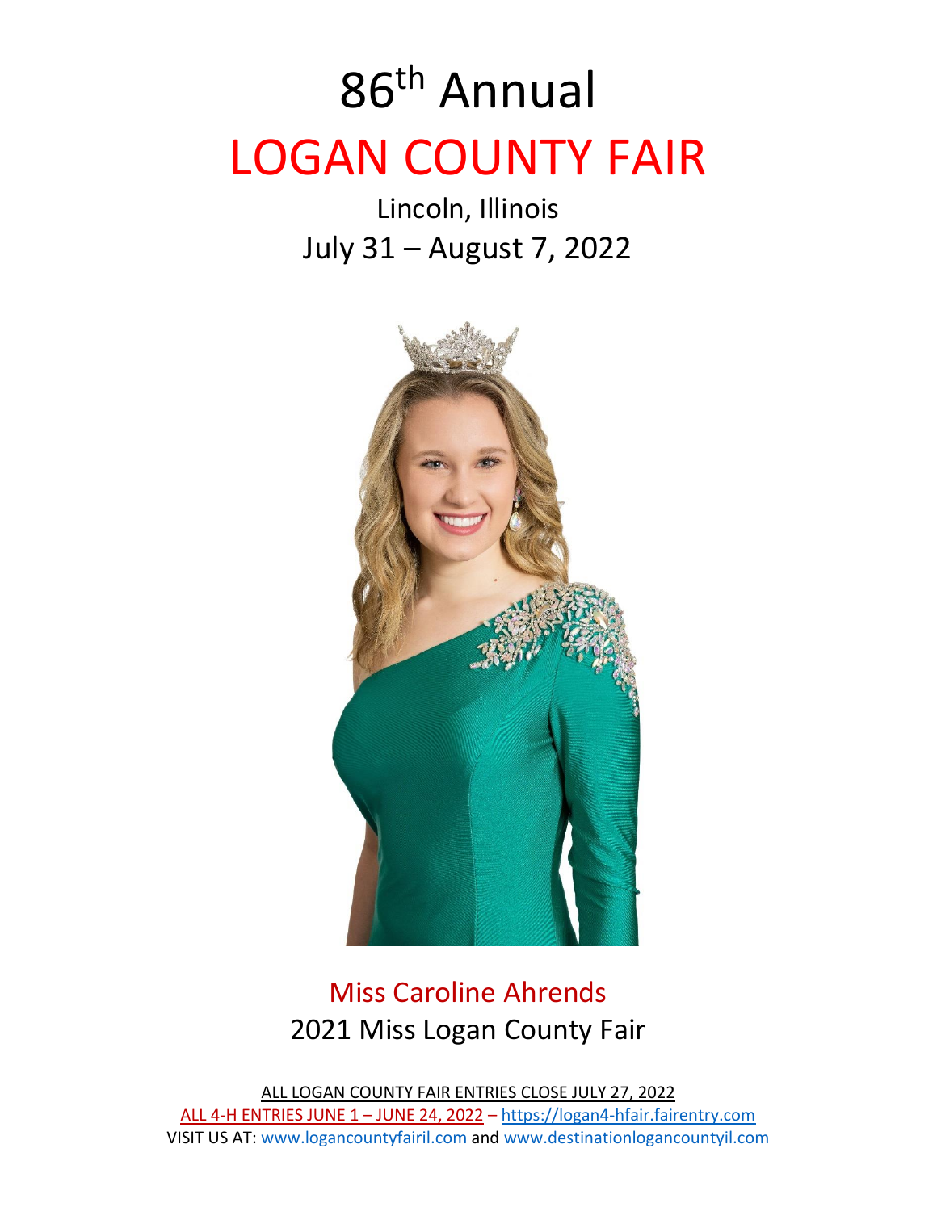# 86th Annual

# LOGAN COUNTY FAIR

## Lincoln, Illinois

## July 31 – August 7, 2022

Miss Caroline Ahrends

2021 Miss Logan County Fair

ALL LOGAN COUNTY FAIR ENTRIES CLOSE JULY 27, 2022

ALL 4-H ENTRIES JUNE 1 – JUNE 24, 2022 – https://logan4-hfair.fairentry.com

VISIT US AT: www.logancountyfairil.com and www.destinationlogancountyil.com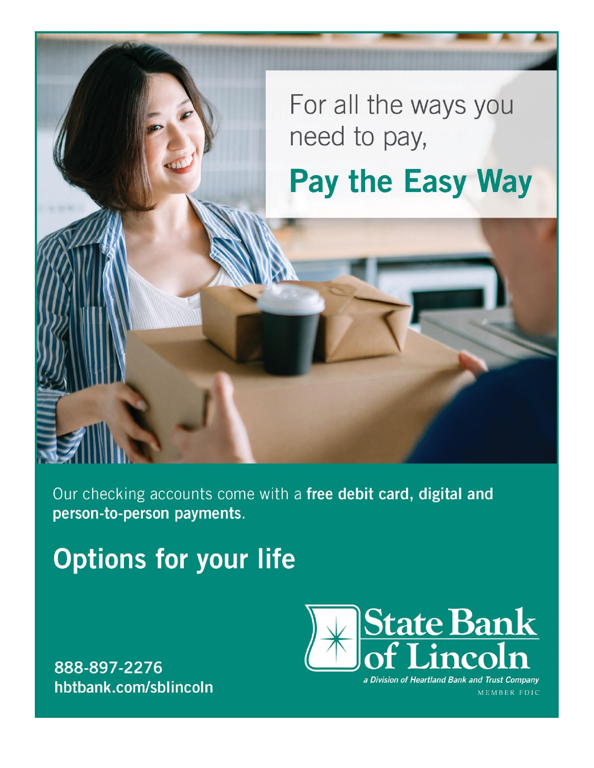For all the ways you need to pay,

## Pay the Easy Way

Our checking accounts come with a **free debit card, digital and person-to-person payments**.

## Options for your life

888-897-2276
hbtbank.com/sblincoln

State Bank of Lincoln
*a Division of Heartland Bank and Trust Company*
MEMBER FDIC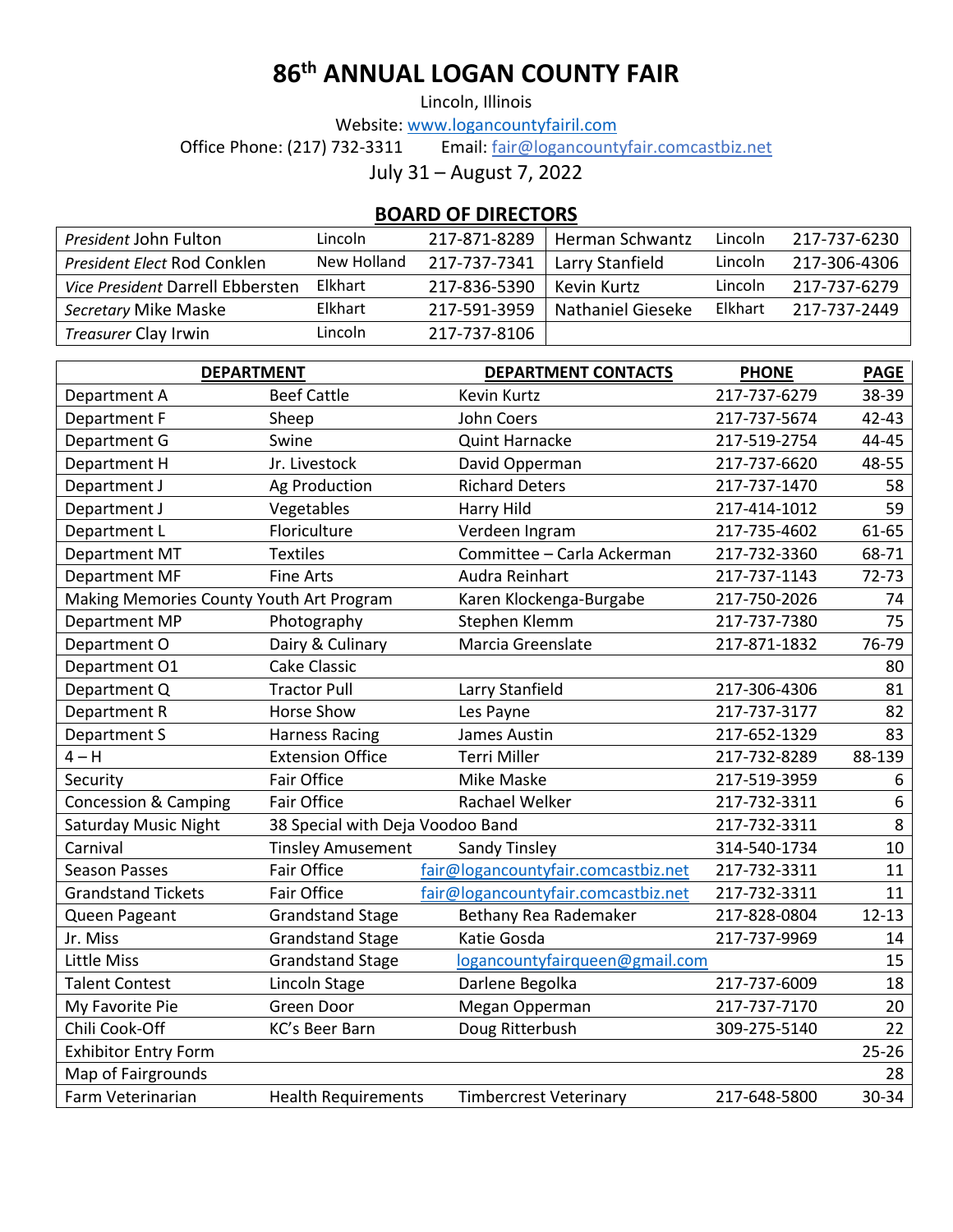# 86th ANNUAL LOGAN COUNTY FAIR

Lincoln, Illinois

Website: www.logancountyfairil.com

Office Phone: (217) 732-3311 Email: fair@logancountyfair.comcastbiz.net

July 31 – August 7, 2022

## BOARD OF DIRECTORS

| | | | | | |
|---|---|---|---|---|---|
| *President* John Fulton | Lincoln | 217-871-8289 | Herman Schwantz | Lincoln | 217-737-6230 |
| *President Elect* Rod Conklen | New Holland | 217-737-7341 | Larry Stanfield | Lincoln | 217-306-4306 |
| *Vice President* Darrell Ebbersten | Elkhart | 217-836-5390 | Kevin Kurtz | Lincoln | 217-737-6279 |
| *Secretary* Mike Maske | Elkhart | 217-591-3959 | Nathaniel Gieseke | Elkhart | 217-737-2449 |
| *Treasurer* Clay Irwin | Lincoln | 217-737-8106 | | | |

| DEPARTMENT | | DEPARTMENT CONTACTS | PHONE | PAGE |
|---|---|---|---|---|
| Department A | Beef Cattle | Kevin Kurtz | 217-737-6279 | 38-39 |
| Department F | Sheep | John Coers | 217-737-5674 | 42-43 |
| Department G | Swine | Quint Harnacke | 217-519-2754 | 44-45 |
| Department H | Jr. Livestock | David Opperman | 217-737-6620 | 48-55 |
| Department J | Ag Production | Richard Deters | 217-737-1470 | 58 |
| Department J | Vegetables | Harry Hild | 217-414-1012 | 59 |
| Department L | Floriculture | Verdeen Ingram | 217-735-4602 | 61-65 |
| Department MT | Textiles | Committee – Carla Ackerman | 217-732-3360 | 68-71 |
| Department MF | Fine Arts | Audra Reinhart | 217-737-1143 | 72-73 |
| Making Memories County Youth Art Program | | Karen Klockenga-Burgabe | 217-750-2026 | 74 |
| Department MP | Photography | Stephen Klemm | 217-737-7380 | 75 |
| Department O | Dairy & Culinary | Marcia Greenslate | 217-871-1832 | 76-79 |
| Department O1 | Cake Classic | | | 80 |
| Department Q | Tractor Pull | Larry Stanfield | 217-306-4306 | 81 |
| Department R | Horse Show | Les Payne | 217-737-3177 | 82 |
| Department S | Harness Racing | James Austin | 217-652-1329 | 83 |
| 4 – H | Extension Office | Terri Miller | 217-732-8289 | 88-139 |
| Security | Fair Office | Mike Maske | 217-519-3959 | 6 |
| Concession & Camping | Fair Office | Rachael Welker | 217-732-3311 | 6 |
| Saturday Music Night | 38 Special with Deja Voodoo Band | | 217-732-3311 | 8 |
| Carnival | Tinsley Amusement | Sandy Tinsley | 314-540-1734 | 10 |
| Season Passes | Fair Office | fair@logancountyfair.comcastbiz.net | 217-732-3311 | 11 |
| Grandstand Tickets | Fair Office | fair@logancountyfair.comcastbiz.net | 217-732-3311 | 11 |
| Queen Pageant | Grandstand Stage | Bethany Rea Rademaker | 217-828-0804 | 12-13 |
| Jr. Miss | Grandstand Stage | Katie Gosda | 217-737-9969 | 14 |
| Little Miss | Grandstand Stage | logancountyfairqueen@gmail.com | | 15 |
| Talent Contest | Lincoln Stage | Darlene Begolka | 217-737-6009 | 18 |
| My Favorite Pie | Green Door | Megan Opperman | 217-737-7170 | 20 |
| Chili Cook-Off | KC's Beer Barn | Doug Ritterbush | 309-275-5140 | 22 |
| Exhibitor Entry Form | | | | 25-26 |
| Map of Fairgrounds | | | | 28 |
| Farm Veterinarian | Health Requirements | Timbercrest Veterinary | 217-648-5800 | 30-34 |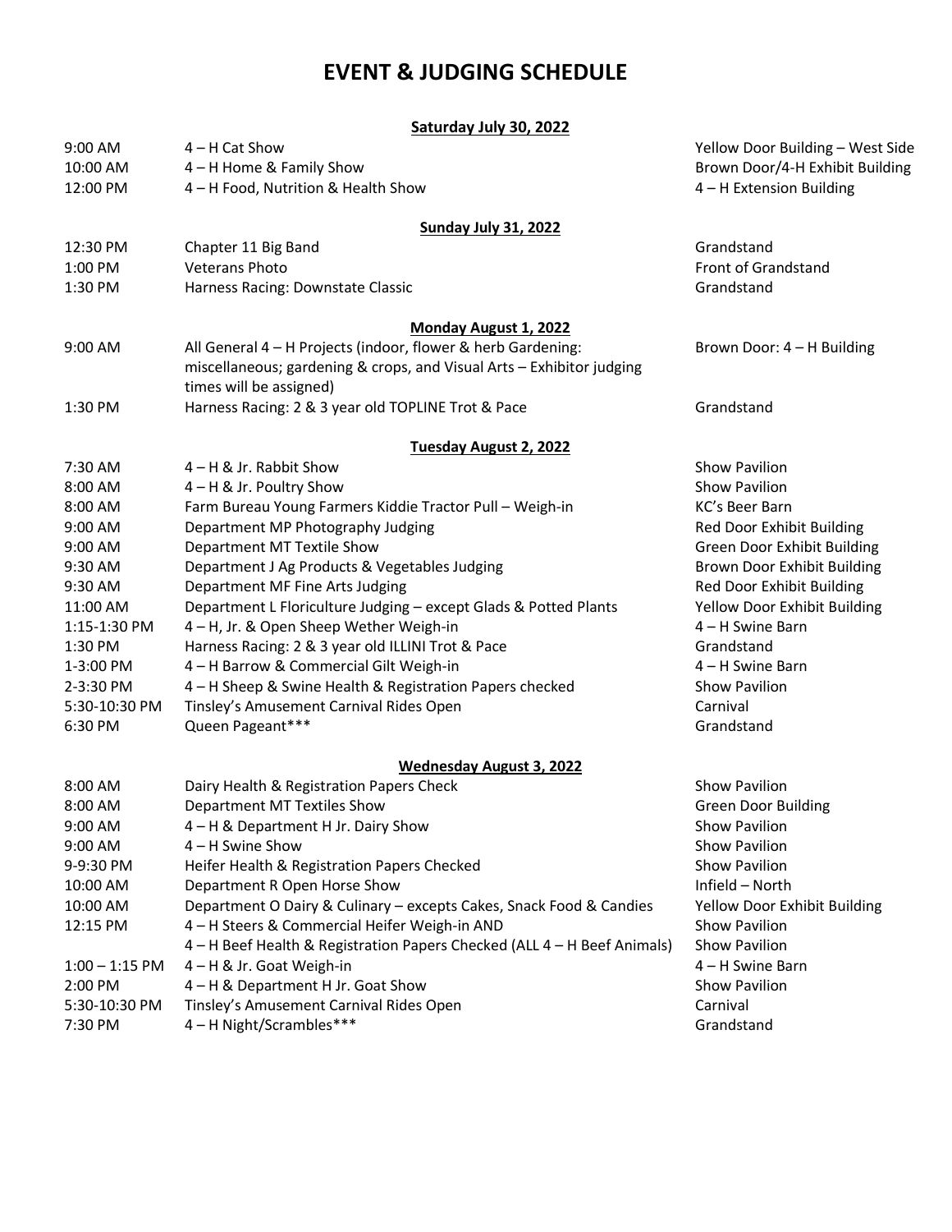# EVENT & JUDGING SCHEDULE

### Saturday July 30, 2022

| Time | Event | Location |
|---|---|---|
| 9:00 AM | 4 – H Cat Show | Yellow Door Building – West Side |
| 10:00 AM | 4 – H Home & Family Show | Brown Door/4-H Exhibit Building |
| 12:00 PM | 4 – H Food, Nutrition & Health Show | 4 – H Extension Building |

### Sunday July 31, 2022

| Time | Event | Location |
|---|---|---|
| 12:30 PM | Chapter 11 Big Band | Grandstand |
| 1:00 PM | Veterans Photo | Front of Grandstand |
| 1:30 PM | Harness Racing: Downstate Classic | Grandstand |

### Monday August 1, 2022

| Time | Event | Location |
|---|---|---|
| 9:00 AM | All General 4 – H Projects (indoor, flower & herb Gardening: miscellaneous; gardening & crops, and Visual Arts – Exhibitor judging times will be assigned) | Brown Door: 4 – H Building |
| 1:30 PM | Harness Racing: 2 & 3 year old TOPLINE Trot & Pace | Grandstand |

### Tuesday August 2, 2022

| Time | Event | Location |
|---|---|---|
| 7:30 AM | 4 – H & Jr. Rabbit Show | Show Pavilion |
| 8:00 AM | 4 – H & Jr. Poultry Show | Show Pavilion |
| 8:00 AM | Farm Bureau Young Farmers Kiddie Tractor Pull – Weigh-in | KC's Beer Barn |
| 9:00 AM | Department MP Photography Judging | Red Door Exhibit Building |
| 9:00 AM | Department MT Textile Show | Green Door Exhibit Building |
| 9:30 AM | Department J Ag Products & Vegetables Judging | Brown Door Exhibit Building |
| 9:30 AM | Department MF Fine Arts Judging | Red Door Exhibit Building |
| 11:00 AM | Department L Floriculture Judging – except Glads & Potted Plants | Yellow Door Exhibit Building |
| 1:15-1:30 PM | 4 – H, Jr. & Open Sheep Wether Weigh-in | 4 – H Swine Barn |
| 1:30 PM | Harness Racing: 2 & 3 year old ILLINI Trot & Pace | Grandstand |
| 1-3:00 PM | 4 – H Barrow & Commercial Gilt Weigh-in | 4 – H Swine Barn |
| 2-3:30 PM | 4 – H Sheep & Swine Health & Registration Papers checked | Show Pavilion |
| 5:30-10:30 PM | Tinsley's Amusement Carnival Rides Open | Carnival |
| 6:30 PM | Queen Pageant*** | Grandstand |

### Wednesday August 3, 2022

| Time | Event | Location |
|---|---|---|
| 8:00 AM | Dairy Health & Registration Papers Check | Show Pavilion |
| 8:00 AM | Department MT Textiles Show | Green Door Building |
| 9:00 AM | 4 – H & Department H Jr. Dairy Show | Show Pavilion |
| 9:00 AM | 4 – H Swine Show | Show Pavilion |
| 9-9:30 PM | Heifer Health & Registration Papers Checked | Show Pavilion |
| 10:00 AM | Department R Open Horse Show | Infield – North |
| 10:00 AM | Department O Dairy & Culinary – excepts Cakes, Snack Food & Candies | Yellow Door Exhibit Building |
| 12:15 PM | 4 – H Steers & Commercial Heifer Weigh-in AND | Show Pavilion |
| | 4 – H Beef Health & Registration Papers Checked (ALL 4 – H Beef Animals) | Show Pavilion |
| 1:00 – 1:15 PM | 4 – H & Jr. Goat Weigh-in | 4 – H Swine Barn |
| 2:00 PM | 4 – H & Department H Jr. Goat Show | Show Pavilion |
| 5:30-10:30 PM | Tinsley's Amusement Carnival Rides Open | Carnival |
| 7:30 PM | 4 – H Night/Scrambles*** | Grandstand |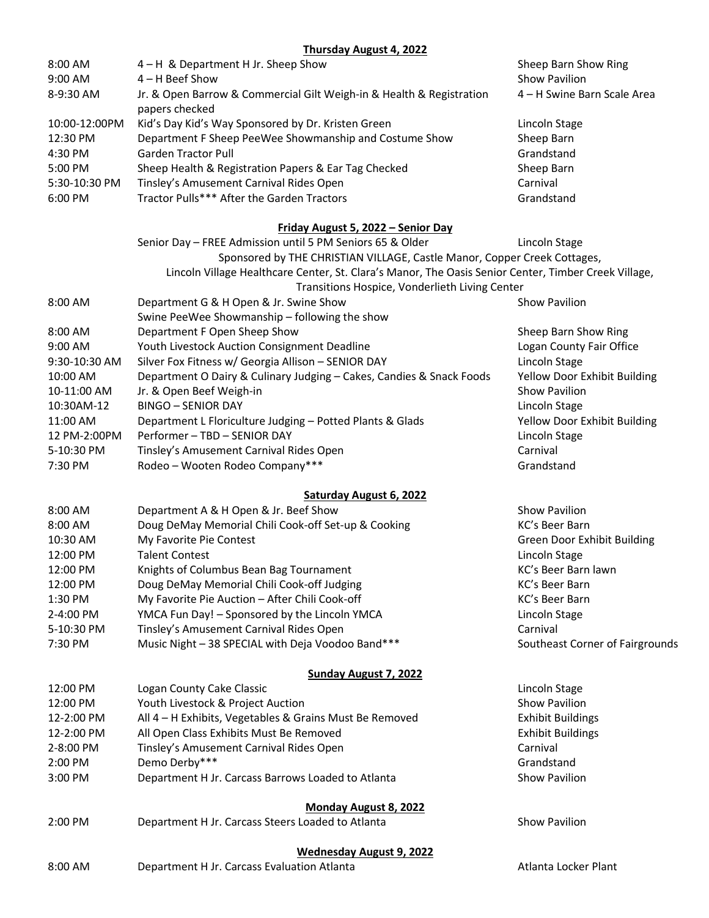**Thursday August 4, 2022**

| | | |
|---|---|---|
| 8:00 AM | 4 – H & Department H Jr. Sheep Show | Sheep Barn Show Ring |
| 9:00 AM | 4 – H Beef Show | Show Pavilion |
| 8-9:30 AM | Jr. & Open Barrow & Commercial Gilt Weigh-in & Health & Registration papers checked | 4 – H Swine Barn Scale Area |
| 10:00-12:00PM | Kid's Day Kid's Way Sponsored by Dr. Kristen Green | Lincoln Stage |
| 12:30 PM | Department F Sheep PeeWee Showmanship and Costume Show | Sheep Barn |
| 4:30 PM | Garden Tractor Pull | Grandstand |
| 5:00 PM | Sheep Health & Registration Papers & Ear Tag Checked | Sheep Barn |
| 5:30-10:30 PM | Tinsley's Amusement Carnival Rides Open | Carnival |
| 6:00 PM | Tractor Pulls*** After the Garden Tractors | Grandstand |

**Friday August 5, 2022 – Senior Day**

Senior Day – FREE Admission until 5 PM Seniors 65 & Older — Lincoln Stage

Sponsored by THE CHRISTIAN VILLAGE, Castle Manor, Copper Creek Cottages, Lincoln Village Healthcare Center, St. Clara's Manor, The Oasis Senior Center, Timber Creek Village, Transitions Hospice, Vonderlieth Living Center

| | | |
|---|---|---|
| 8:00 AM | Department G & H Open & Jr. Swine Show<br>Swine PeeWee Showmanship – following the show | Show Pavilion |
| 8:00 AM | Department F Open Sheep Show | Sheep Barn Show Ring |
| 9:00 AM | Youth Livestock Auction Consignment Deadline | Logan County Fair Office |
| 9:30-10:30 AM | Silver Fox Fitness w/ Georgia Allison – SENIOR DAY | Lincoln Stage |
| 10:00 AM | Department O Dairy & Culinary Judging – Cakes, Candies & Snack Foods | Yellow Door Exhibit Building |
| 10-11:00 AM | Jr. & Open Beef Weigh-in | Show Pavilion |
| 10:30AM-12 | BINGO – SENIOR DAY | Lincoln Stage |
| 11:00 AM | Department L Floriculture Judging – Potted Plants & Glads | Yellow Door Exhibit Building |
| 12 PM-2:00PM | Performer – TBD – SENIOR DAY | Lincoln Stage |
| 5-10:30 PM | Tinsley's Amusement Carnival Rides Open | Carnival |
| 7:30 PM | Rodeo – Wooten Rodeo Company*** | Grandstand |

**Saturday August 6, 2022**

| | | |
|---|---|---|
| 8:00 AM | Department A & H Open & Jr. Beef Show | Show Pavilion |
| 8:00 AM | Doug DeMay Memorial Chili Cook-off Set-up & Cooking | KC's Beer Barn |
| 10:30 AM | My Favorite Pie Contest | Green Door Exhibit Building |
| 12:00 PM | Talent Contest | Lincoln Stage |
| 12:00 PM | Knights of Columbus Bean Bag Tournament | KC's Beer Barn lawn |
| 12:00 PM | Doug DeMay Memorial Chili Cook-off Judging | KC's Beer Barn |
| 1:30 PM | My Favorite Pie Auction – After Chili Cook-off | KC's Beer Barn |
| 2-4:00 PM | YMCA Fun Day! – Sponsored by the Lincoln YMCA | Lincoln Stage |
| 5-10:30 PM | Tinsley's Amusement Carnival Rides Open | Carnival |
| 7:30 PM | Music Night – 38 SPECIAL with Deja Voodoo Band*** | Southeast Corner of Fairgrounds |

**Sunday August 7, 2022**

| | | |
|---|---|---|
| 12:00 PM | Logan County Cake Classic | Lincoln Stage |
| 12:00 PM | Youth Livestock & Project Auction | Show Pavilion |
| 12-2:00 PM | All 4 – H Exhibits, Vegetables & Grains Must Be Removed | Exhibit Buildings |
| 12-2:00 PM | All Open Class Exhibits Must Be Removed | Exhibit Buildings |
| 2-8:00 PM | Tinsley's Amusement Carnival Rides Open | Carnival |
| 2:00 PM | Demo Derby*** | Grandstand |
| 3:00 PM | Department H Jr. Carcass Barrows Loaded to Atlanta | Show Pavilion |

**Monday August 8, 2022**

| | | |
|---|---|---|
| 2:00 PM | Department H Jr. Carcass Steers Loaded to Atlanta | Show Pavilion |

**Wednesday August 9, 2022**

| | | |
|---|---|---|
| 8:00 AM | Department H Jr. Carcass Evaluation Atlanta | Atlanta Locker Plant |